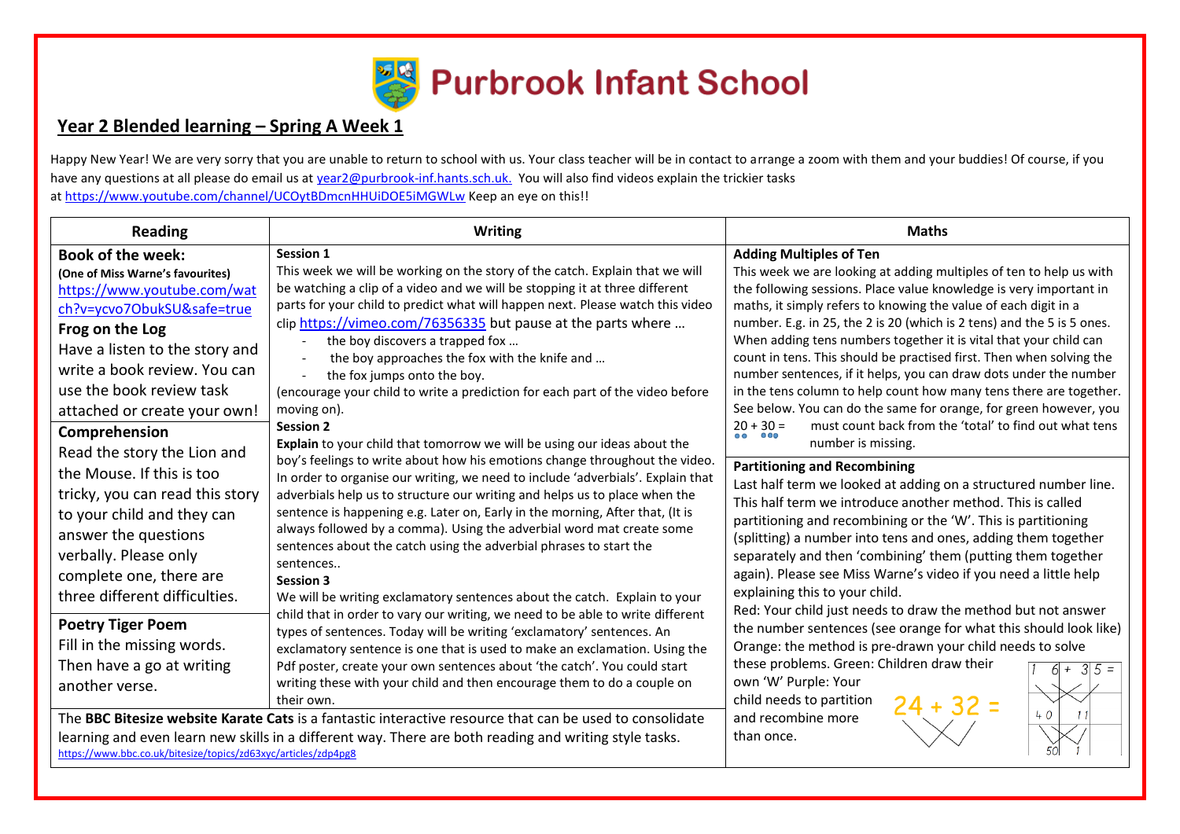# Purbrook Infant School

## Year 2 Blended learning – Spring A Week 1

Happy New Year! We are very sorry that you are unable to return to school with us. Your class teacher will be in contact to arrange a zoom with them and your buddies! Of course, if you have any questions at all please do email us at year2@purbrook-inf.hants.sch.uk. You will also find videos explain the trickier tasks at https://www.youtube.com/channel/UCOytBDmcnHHUiDOE5iMGWLw Keep an eye on this!!

## Reading

### Book of the week:

**(One of Miss Warne's favourites)** https://www.youtube.com/watch?v=ycvo7ObukSU&safe=true

**Frog on the Log**

Have a listen to the story and write a book review. You can use the book review task attached or create your own!

### Comprehension

Read the story the Lion and the Mouse. If this is too tricky, you can read this story to your child and they can answer the questions verbally. Please only complete one, there are three different difficulties.

### Poetry Tiger Poem

Fill in the missing words. Then have a go at writing another verse.

## Writing

**Session 1**

This week we will be working on the story of the catch. Explain that we will be watching a clip of a video and we will be stopping it at three different parts for your child to predict what will happen next. Please watch this video clip https://vimeo.com/76356335 but pause at the parts where …

- the boy discovers a trapped fox …
- the boy approaches the fox with the knife and …
- the fox jumps onto the boy.

(encourage your child to write a prediction for each part of the video before moving on).

**Session 2**

**Explain** to your child that tomorrow we will be using our ideas about the boy's feelings to write about how his emotions change throughout the video. In order to organise our writing, we need to include 'adverbials'. Explain that adverbials help us to structure our writing and helps us to place when the sentence is happening e.g. Later on, Early in the morning, After that, (It is always followed by a comma). Using the adverbial word mat create some sentences about the catch using the adverbial phrases to start the sentences..

**Session 3**

We will be writing exclamatory sentences about the catch. Explain to your child that in order to vary our writing, we need to be able to write different types of sentences. Today will be writing 'exclamatory' sentences. An exclamatory sentence is one that is used to make an exclamation. Using the Pdf poster, create your own sentences about 'the catch'. You could start writing these with your child and then encourage them to do a couple on their own.

The **BBC Bitesize website Karate Cats** is a fantastic interactive resource that can be used to consolidate learning and even learn new skills in a different way. There are both reading and writing style tasks. https://www.bbc.co.uk/bitesize/topics/zd63xyc/articles/zdp4pg8

## Maths

### Adding Multiples of Ten

This week we are looking at adding multiples of ten to help us with the following sessions. Place value knowledge is very important in maths, it simply refers to knowing the value of each digit in a number. E.g. in 25, the 2 is 20 (which is 2 tens) and the 5 is 5 ones. When adding tens numbers together it is vital that your child can count in tens. This should be practised first. Then when solving the number sentences, if it helps, you can draw dots under the number in the tens column to help count how many tens there are together. See below. You can do the same for orange, for green however, you must count back from the 'total' to find out what tens number is missing.

$20 + 30 =$

### Partitioning and Recombining

Last half term we looked at adding on a structured number line. This half term we introduce another method. This is called partitioning and recombining or the 'W'. This is partitioning (splitting) a number into tens and ones, adding them together separately and then 'combining' them (putting them together again). Please see Miss Warne's video if you need a little help explaining this to your child.

Red: Your child just needs to draw the method but not answer the number sentences (see orange for what this should look like)

Orange: the method is pre-drawn your child needs to solve these problems. Green: Children draw their own 'W' Purple: Your child needs to partition and recombine more than once.

$24 + 32 =$

$16 + 35 =$

40 11

50 1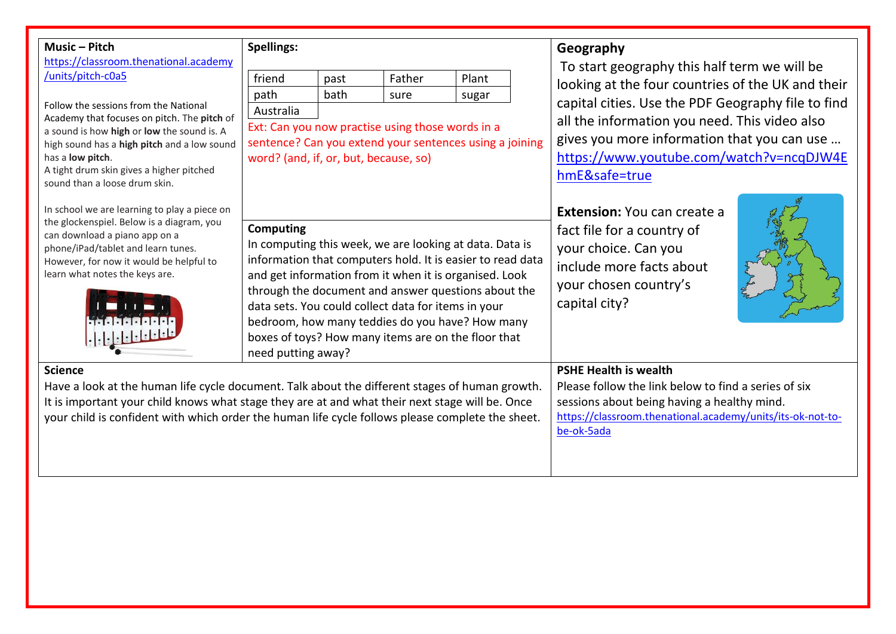## Music – Pitch

https://classroom.thenational.academy/units/pitch-c0a5

Follow the sessions from the National Academy that focuses on pitch. The **pitch** of a sound is how **high** or **low** the sound is. A high sound has a **high pitch** and a low sound has a **low pitch**.

A tight drum skin gives a higher pitched sound than a loose drum skin.

In school we are learning to play a piece on the glockenspiel. Below is a diagram, you can download a piano app on a phone/iPad/tablet and learn tunes. However, for now it would be helpful to learn what notes the keys are.

## Spellings:

| | | | |
|---|---|---|---|
| friend | past | Father | Plant |
| path | bath | sure | sugar |
| Australia | | | |

Ext: Can you now practise using those words in a sentence? Can you extend your sentences using a joining word? (and, if, or, but, because, so)

## Computing

In computing this week, we are looking at data. Data is information that computers hold. It is easier to read data and get information from it when it is organised. Look through the document and answer questions about the data sets. You could collect data for items in your bedroom, how many teddies do you have? How many boxes of toys? How many items are on the floor that need putting away?

## Geography

To start geography this half term we will be looking at the four countries of the UK and their capital cities. Use the PDF Geography file to find all the information you need. This video also gives you more information that you can use …

https://www.youtube.com/watch?v=ncqDJW4EhmE&safe=true

**Extension:** You can create a fact file for a country of your choice. Can you include more facts about your chosen country's capital city?

## Science

Have a look at the human life cycle document. Talk about the different stages of human growth. It is important your child knows what stage they are at and what their next stage will be. Once your child is confident with which order the human life cycle follows please complete the sheet.

## PSHE Health is wealth

Please follow the link below to find a series of six sessions about being having a healthy mind.

https://classroom.thenational.academy/units/its-ok-not-to-be-ok-5ada